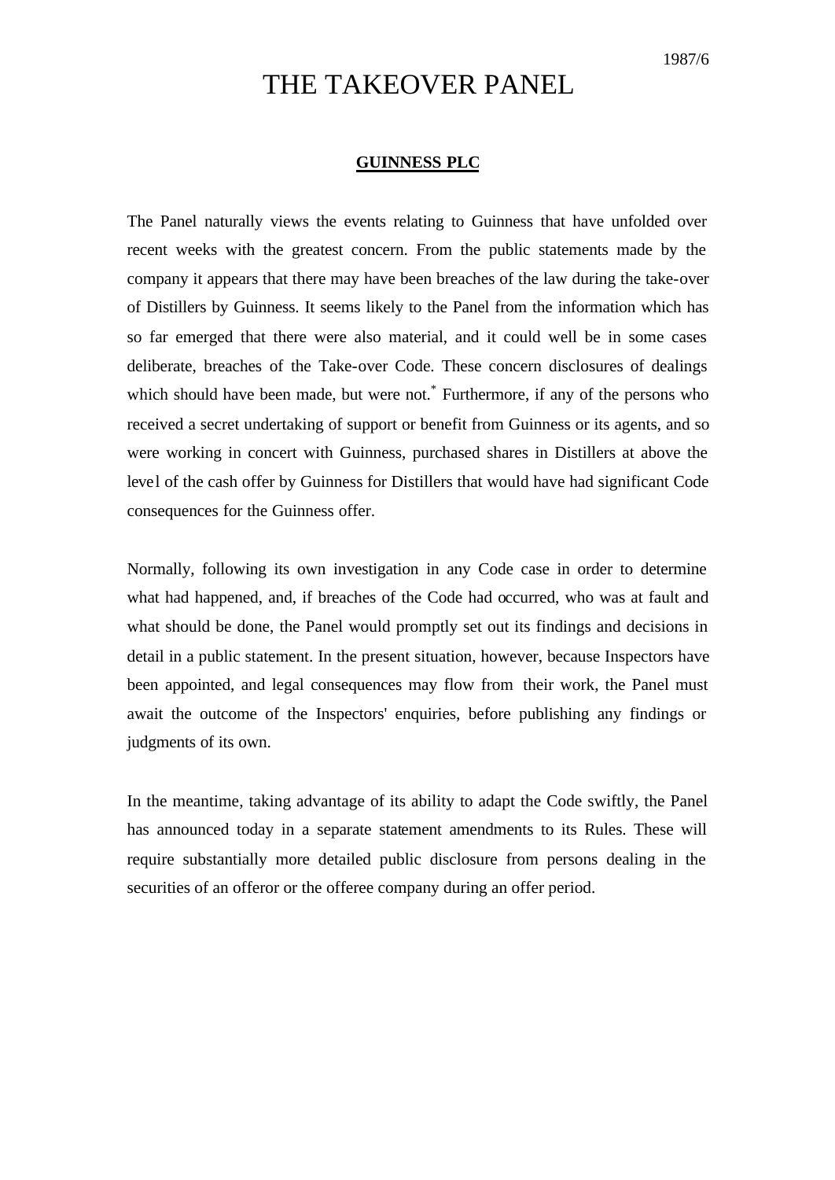1987/6

# THE TAKEOVER PANEL

## GUINNESS PLC

The Panel naturally views the events relating to Guinness that have unfolded over recent weeks with the greatest concern. From the public statements made by the company it appears that there may have been breaches of the law during the take-over of Distillers by Guinness. It seems likely to the Panel from the information which has so far emerged that there were also material, and it could well be in some cases deliberate, breaches of the Take-over Code. These concern disclosures of dealings which should have been made, but were not.* Furthermore, if any of the persons who received a secret undertaking of support or benefit from Guinness or its agents, and so were working in concert with Guinness, purchased shares in Distillers at above the level of the cash offer by Guinness for Distillers that would have had significant Code consequences for the Guinness offer.

Normally, following its own investigation in any Code case in order to determine what had happened, and, if breaches of the Code had occurred, who was at fault and what should be done, the Panel would promptly set out its findings and decisions in detail in a public statement. In the present situation, however, because Inspectors have been appointed, and legal consequences may flow from their work, the Panel must await the outcome of the Inspectors' enquiries, before publishing any findings or judgments of its own.

In the meantime, taking advantage of its ability to adapt the Code swiftly, the Panel has announced today in a separate statement amendments to its Rules. These will require substantially more detailed public disclosure from persons dealing in the securities of an offeror or the offeree company during an offer period.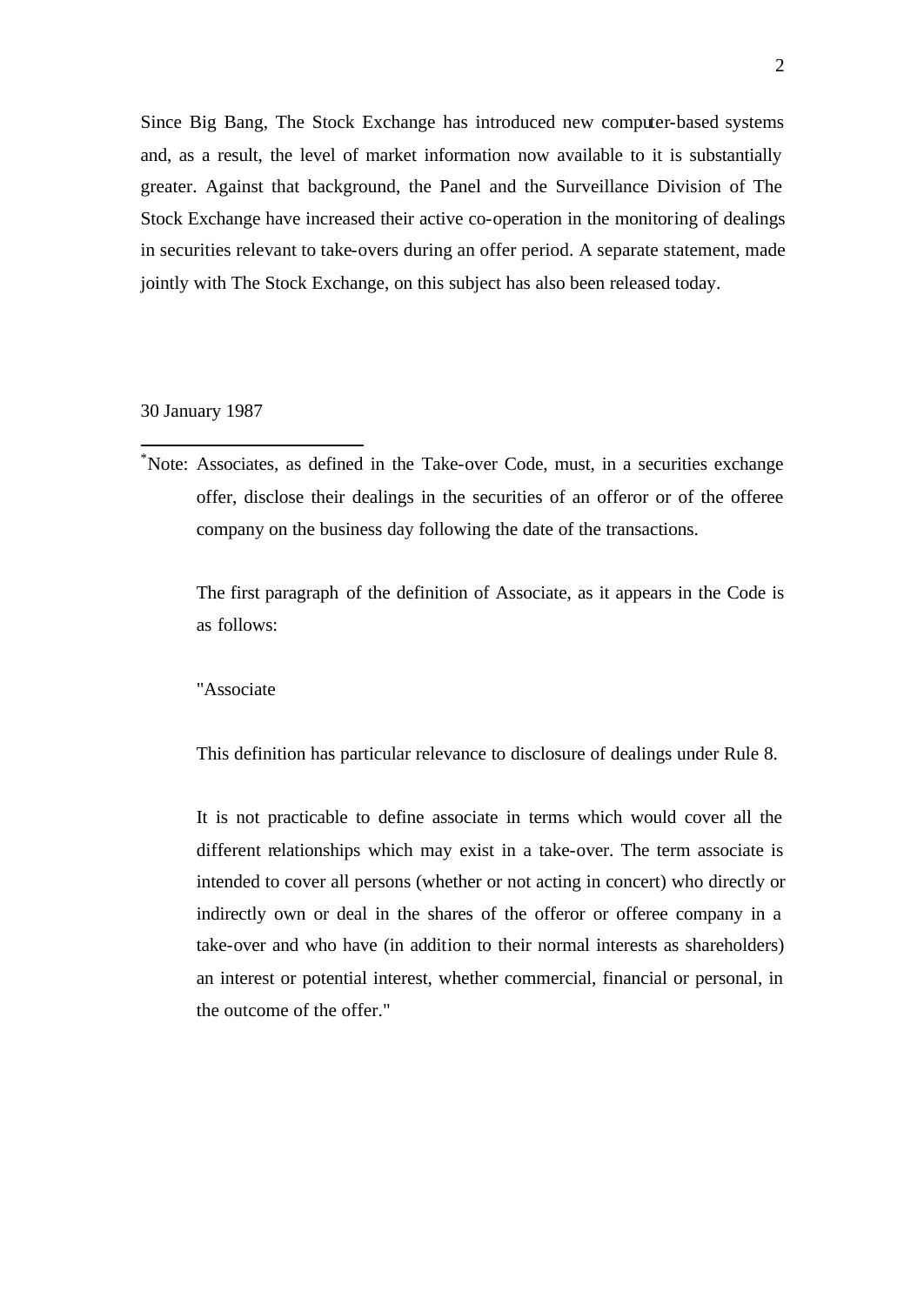Since Big Bang, The Stock Exchange has introduced new computer-based systems and, as a result, the level of market information now available to it is substantially greater. Against that background, the Panel and the Surveillance Division of The Stock Exchange have increased their active co-operation in the monitoring of dealings in securities relevant to take-overs during an offer period. A separate statement, made jointly with The Stock Exchange, on this subject has also been released today.

30 January 1987

---

*Note: Associates, as defined in the Take-over Code, must, in a securities exchange offer, disclose their dealings in the securities of an offeror or of the offeree company on the business day following the date of the transactions.

The first paragraph of the definition of Associate, as it appears in the Code is as follows:

"Associate

This definition has particular relevance to disclosure of dealings under Rule 8.

It is not practicable to define associate in terms which would cover all the different relationships which may exist in a take-over. The term associate is intended to cover all persons (whether or not acting in concert) who directly or indirectly own or deal in the shares of the offeror or offeree company in a take-over and who have (in addition to their normal interests as shareholders) an interest or potential interest, whether commercial, financial or personal, in the outcome of the offer."